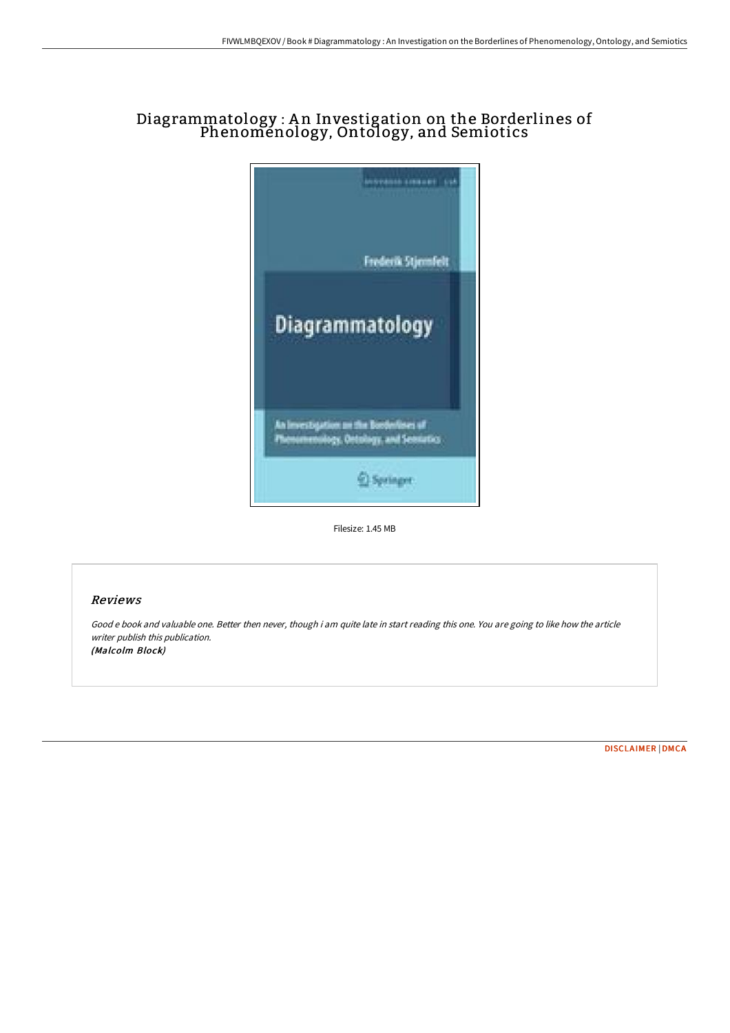# Diagrammatology : An Investigation on the Borderlines of Phenomenology, Ontology, and Semiotics

Filesize: 1.45 MB

## Reviews

*Good e book and valuable one. Better then never, though i am quite late in start reading this one. You are going to like how the article writer publish this publication.*
*(Malcolm Block)*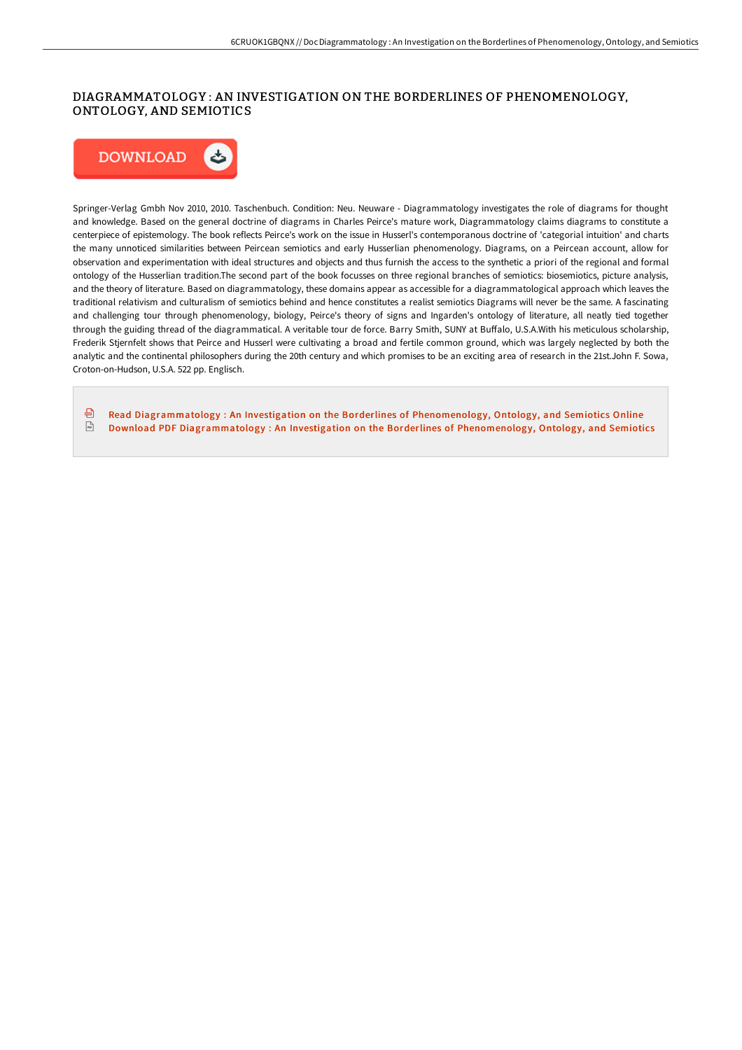## DIAGRAMMATOLOGY : AN INVESTIGATION ON THE BORDERLINES OF PHENOMENOLOGY, ONTOLOGY, AND SEMIOTICS

DOWNLOAD

Springer-Verlag Gmbh Nov 2010, 2010. Taschenbuch. Condition: Neu. Neuware - Diagrammatology investigates the role of diagrams for thought and knowledge. Based on the general doctrine of diagrams in Charles Peirce's mature work, Diagrammatology claims diagrams to constitute a centerpiece of epistemology. The book reflects Peirce's work on the issue in Husserl's contemporanous doctrine of 'categorial intuition' and charts the many unnoticed similarities between Peircean semiotics and early Husserlian phenomenology. Diagrams, on a Peircean account, allow for observation and experimentation with ideal structures and objects and thus furnish the access to the synthetic a priori of the regional and formal ontology of the Husserlian tradition.The second part of the book focusses on three regional branches of semiotics: biosemiotics, picture analysis, and the theory of literature. Based on diagrammatology, these domains appear as accessible for a diagrammatological approach which leaves the traditional relativism and culturalism of semiotics behind and hence constitutes a realist semiotics Diagrams will never be the same. A fascinating and challenging tour through phenomenology, biology, Peirce's theory of signs and Ingarden's ontology of literature, all neatly tied together through the guiding thread of the diagrammatical. A veritable tour de force. Barry Smith, SUNY at Buffalo, U.S.A.With his meticulous scholarship, Frederik Stjernfelt shows that Peirce and Husserl were cultivating a broad and fertile common ground, which was largely neglected by both the analytic and the continental philosophers during the 20th century and which promises to be an exciting area of research in the 21st.John F. Sowa, Croton-on-Hudson, U.S.A. 522 pp. Englisch.

Read Diagrammatology : An Investigation on the Borderlines of Phenomenology, Ontology, and Semiotics Online
Download PDF Diagrammatology : An Investigation on the Borderlines of Phenomenology, Ontology, and Semiotics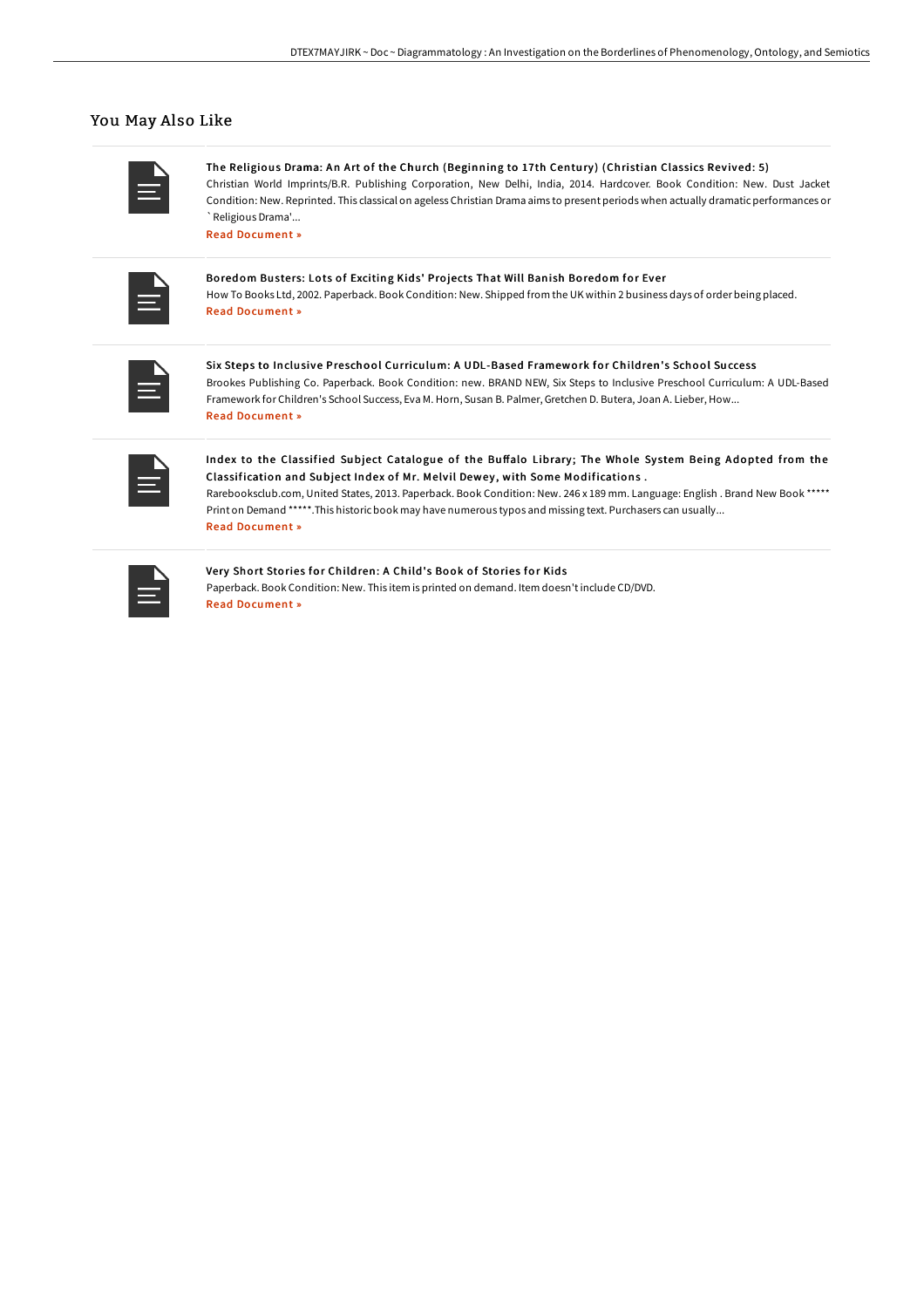## You May Also Like

**The Religious Drama: An Art of the Church (Beginning to 17th Century) (Christian Classics Revived: 5)**
Christian World Imprints/B.R. Publishing Corporation, New Delhi, India, 2014. Hardcover. Book Condition: New. Dust Jacket Condition: New. Reprinted. This classical on ageless Christian Drama aims to present periods when actually dramatic performances or `Religious Drama'...
Read Document »

**Boredom Busters: Lots of Exciting Kids' Projects That Will Banish Boredom for Ever**
How To Books Ltd, 2002. Paperback. Book Condition: New. Shipped from the UK within 2 business days of order being placed.
Read Document »

**Six Steps to Inclusive Preschool Curriculum: A UDL-Based Framework for Children's School Success**
Brookes Publishing Co. Paperback. Book Condition: new. BRAND NEW, Six Steps to Inclusive Preschool Curriculum: A UDL-Based Framework for Children's School Success, Eva M. Horn, Susan B. Palmer, Gretchen D. Butera, Joan A. Lieber, How...
Read Document »

**Index to the Classified Subject Catalogue of the Buffalo Library; The Whole System Being Adopted from the Classification and Subject Index of Mr. Melvil Dewey, with Some Modifications .**
Rarebooksclub.com, United States, 2013. Paperback. Book Condition: New. 246 x 189 mm. Language: English . Brand New Book ***** Print on Demand *****.This historic book may have numerous typos and missing text. Purchasers can usually...
Read Document »

**Very Short Stories for Children: A Child's Book of Stories for Kids**
Paperback. Book Condition: New. This item is printed on demand. Item doesn't include CD/DVD.
Read Document »